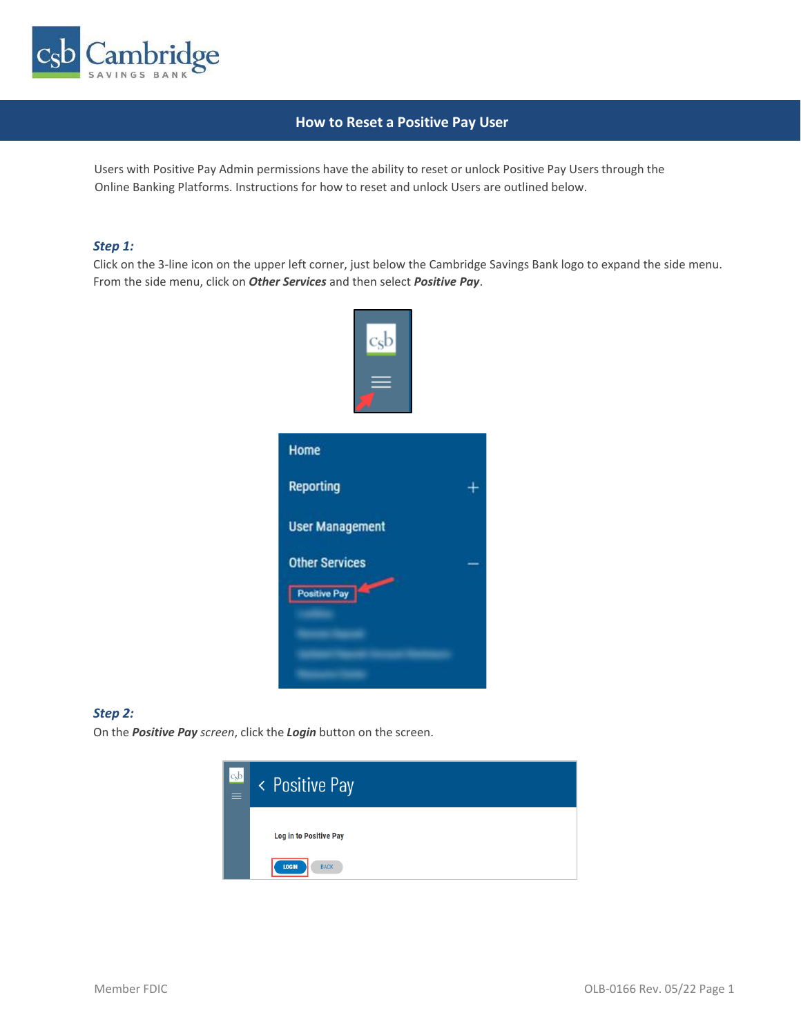# How to Reset a Positive Pay User

Users with Positive Pay Admin permissions have the ability to reset or unlock Positive Pay Users through the Online Banking Platforms. Instructions for how to reset and unlock Users are outlined below.

### *Step 1:*

Click on the 3-line icon on the upper left corner, just below the Cambridge Savings Bank logo to expand the side menu. From the side menu, click on ***Other Services*** and then select ***Positive Pay***.

### *Step 2:*

On the ***Positive Pay*** *screen*, click the ***Login*** button on the screen.

Member FDIC

OLB-0166 Rev. 05/22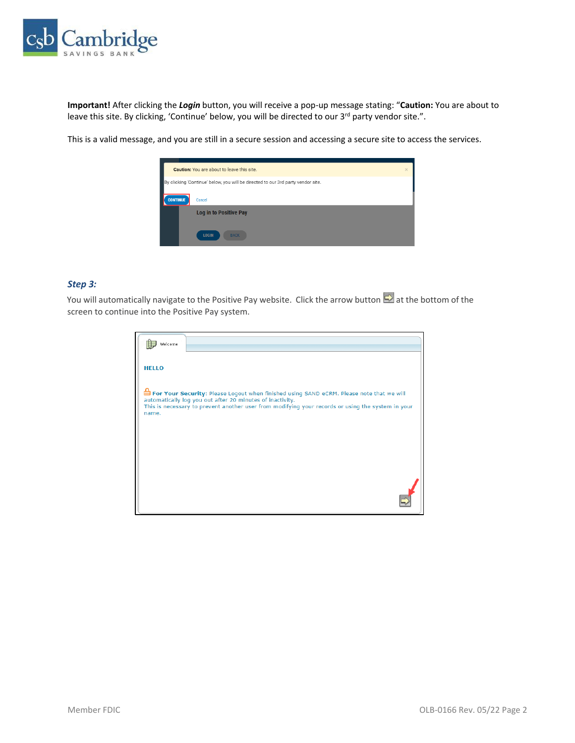**Important!** After clicking the ***Login*** button, you will receive a pop-up message stating: "**Caution:** You are about to leave this site. By clicking, 'Continue' below, you will be directed to our 3rd party vendor site.".

This is a valid message, and you are still in a secure session and accessing a secure site to access the services.

### *Step 3:*

You will automatically navigate to the Positive Pay website. Click the arrow button at the bottom of the screen to continue into the Positive Pay system.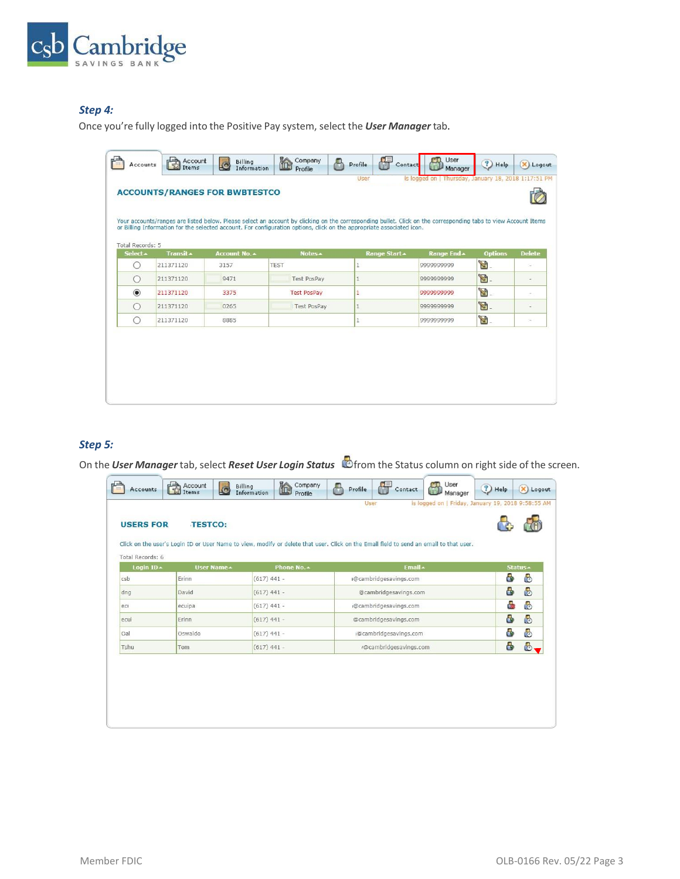### *Step 4:*

Once you're fully logged into the Positive Pay system, select the ***User Manager*** tab.

Accounts | Account Items | Billing Information | Company Profile | Profile | Contact | User Manager | Help | Logout

User is logged on | Thursday, January 18, 2018 1:17:51 PM

**ACCOUNTS/RANGES FOR BWBTESTCO**

Your accounts/ranges are listed below. Please select an account by clicking on the corresponding bullet. Click on the corresponding tabs to view Account Items or Billing Information for the selected account. For configuration options, click on the appropriate associated icon.

Total Records: 5

| Select | Transit | Account No. | Notes | Range Start | Range End | Options | Delete |
|---|---|---|---|---|---|---|---|
| ○ | 211371120 | 3157 | TEST | 1 | 9999999999 | | - |
| ○ | 211371120 | 9471 | Test PosPay | 1 | 9999999999 | | - |
| ◉ | 211371120 | 3375 | Test PosPay | 1 | 9999999999 | | - |
| ○ | 211371120 | 0265 | Test PosPay | 1 | 9999999999 | | - |
| ○ | 211371120 | 8885 | | 1 | 9999999999 | | - |

### *Step 5:*

On the ***User Manager*** tab, select ***Reset User Login Status*** from the Status column on right side of the screen.

Accounts | Account Items | Billing Information | Company Profile | Profile | Contact | User Manager | Help | Logout

User is logged on | Friday, January 19, 2018 9:58:55 AM

**USERS FOR TESTCO:**

Click on the user's Login ID or User Name to view, modify or delete that user. Click on the Email field to send an email to that user.

Total Records: 6

| Login ID | User Name | Phone No. | Email | Status |
|---|---|---|---|---|
| csb | Erinn | (617) 441 - | @cambridgesavings.com | |
| dng | David | (617) 441 - | @cambridgesavings.com | |
| eci | ecuipa | (617) 441 - | @cambridgesavings.com | |
| ecui | Erinn | (617) 441 - | @cambridgesavings.com | |
| Oal | Oswaldo | (617) 441 - | @cambridgesavings.com | |
| Tshu | Tom | (617) 441 - | @cambridgesavings.com | |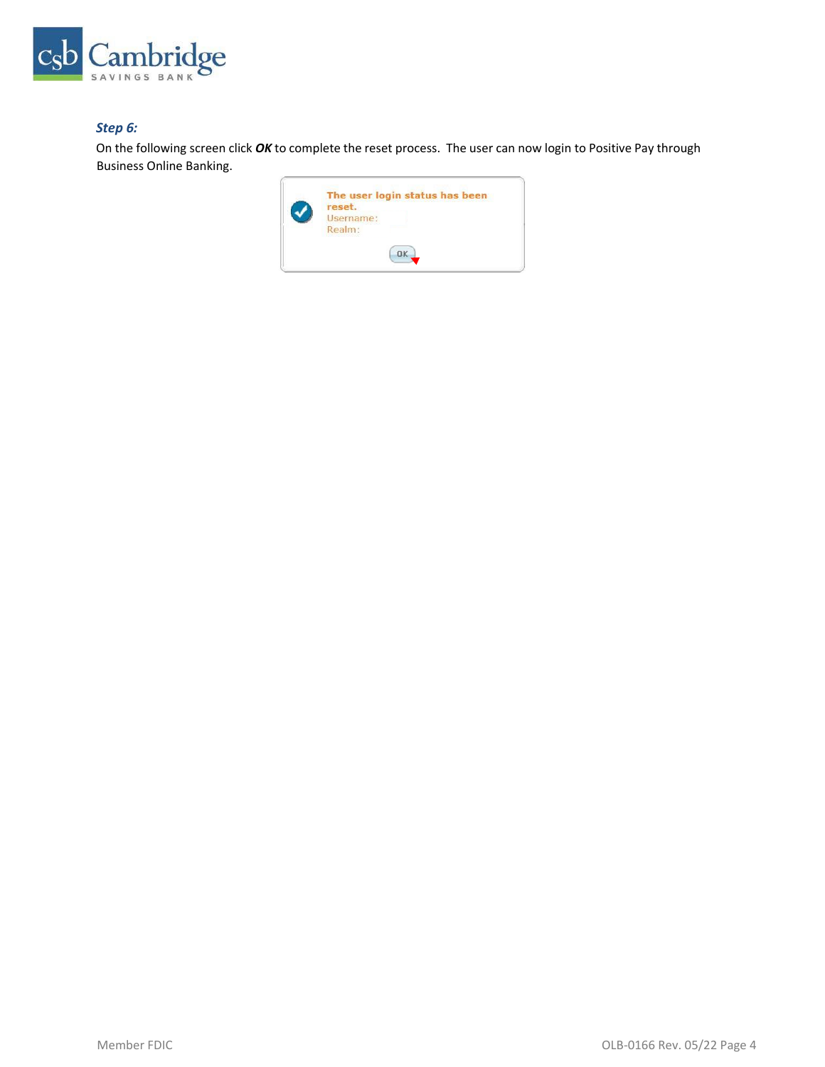### *Step 6:*

On the following screen click ***OK*** to complete the reset process. The user can now login to Positive Pay through Business Online Banking.

The user login status has been reset.
Username:
Realm:
OK